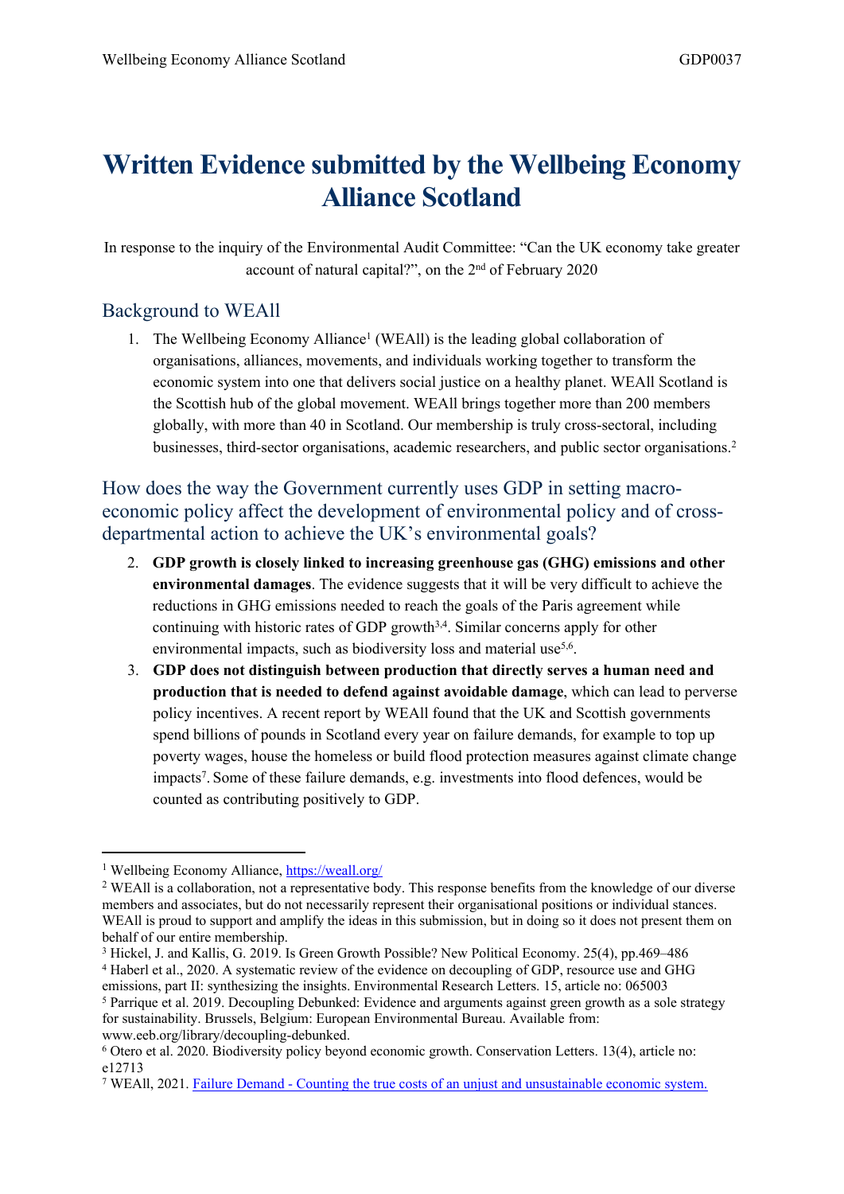# Written Evidence submitted by the Wellbeing Economy Alliance Scotland

In response to the inquiry of the Environmental Audit Committee: "Can the UK economy take greater account of natural capital?", on the 2nd of February 2020

## Background to WEAll

1. The Wellbeing Economy Alliance[1] (WEAll) is the leading global collaboration of organisations, alliances, movements, and individuals working together to transform the economic system into one that delivers social justice on a healthy planet. WEAll Scotland is the Scottish hub of the global movement. WEAll brings together more than 200 members globally, with more than 40 in Scotland. Our membership is truly cross-sectoral, including businesses, third-sector organisations, academic researchers, and public sector organisations.[2]

## How does the way the Government currently uses GDP in setting macro-economic policy affect the development of environmental policy and of cross-departmental action to achieve the UK's environmental goals?

2. **GDP growth is closely linked to increasing greenhouse gas (GHG) emissions and other environmental damages**. The evidence suggests that it will be very difficult to achieve the reductions in GHG emissions needed to reach the goals of the Paris agreement while continuing with historic rates of GDP growth[3,4]. Similar concerns apply for other environmental impacts, such as biodiversity loss and material use[5,6].
3. **GDP does not distinguish between production that directly serves a human need and production that is needed to defend against avoidable damage**, which can lead to perverse policy incentives. A recent report by WEAll found that the UK and Scottish governments spend billions of pounds in Scotland every year on failure demands, for example to top up poverty wages, house the homeless or build flood protection measures against climate change impacts[7]. Some of these failure demands, e.g. investments into flood defences, would be counted as contributing positively to GDP.

---

[1] Wellbeing Economy Alliance, https://weall.org/

[2] WEAll is a collaboration, not a representative body. This response benefits from the knowledge of our diverse members and associates, but do not necessarily represent their organisational positions or individual stances. WEAll is proud to support and amplify the ideas in this submission, but in doing so it does not present them on behalf of our entire membership.

[3] Hickel, J. and Kallis, G. 2019. Is Green Growth Possible? New Political Economy. 25(4), pp.469–486

[4] Haberl et al., 2020. A systematic review of the evidence on decoupling of GDP, resource use and GHG emissions, part II: synthesizing the insights. Environmental Research Letters. 15, article no: 065003

[5] Parrique et al. 2019. Decoupling Debunked: Evidence and arguments against green growth as a sole strategy for sustainability. Brussels, Belgium: European Environmental Bureau. Available from: www.eeb.org/library/decoupling-debunked.

[6] Otero et al. 2020. Biodiversity policy beyond economic growth. Conservation Letters. 13(4), article no: e12713

[7] WEAll, 2021. Failure Demand - Counting the true costs of an unjust and unsustainable economic system.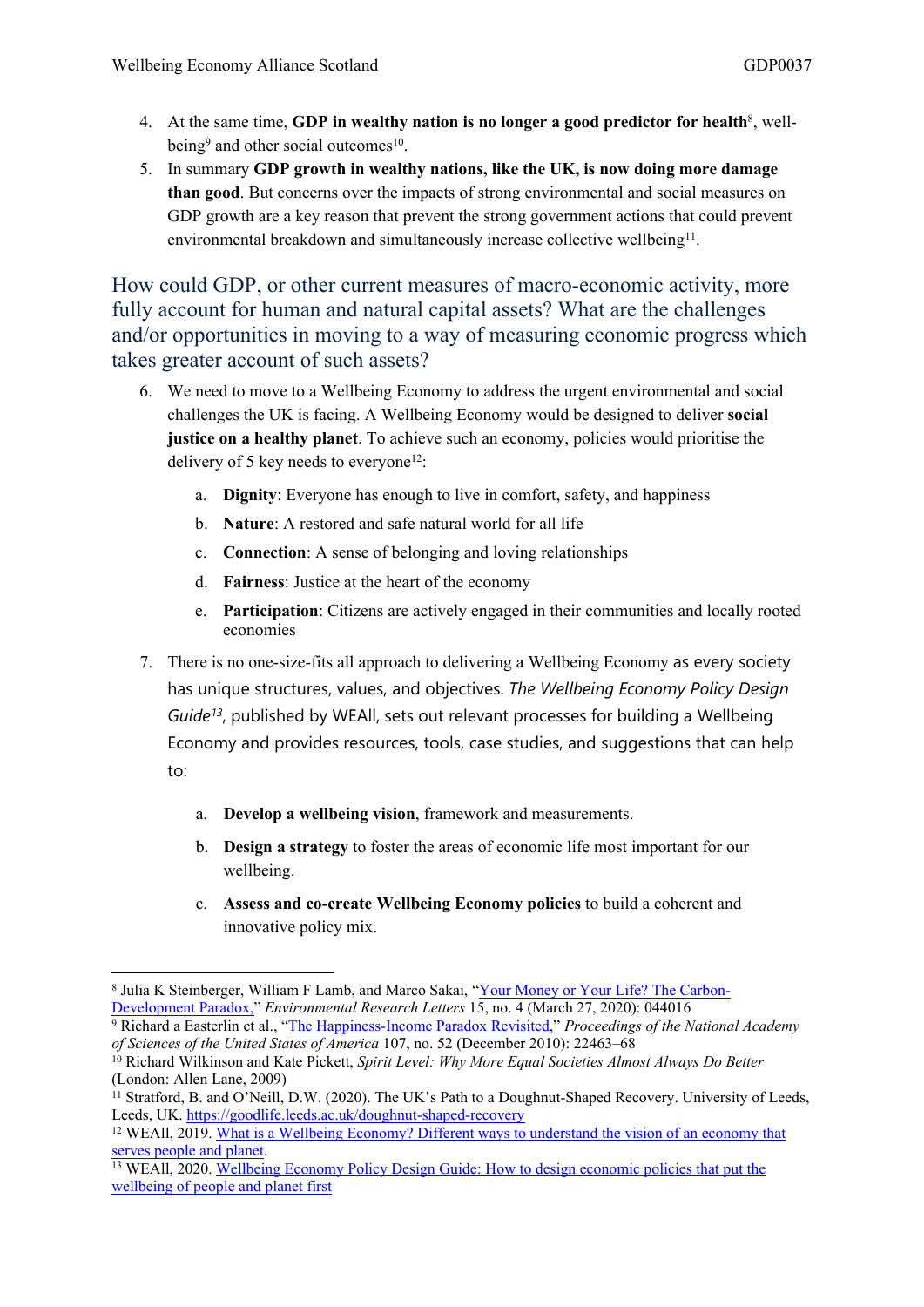4. At the same time, **GDP in wealthy nation is no longer a good predictor for health**[8], well-being[9] and other social outcomes[10].
5. In summary **GDP growth in wealthy nations, like the UK, is now doing more damage than good**. But concerns over the impacts of strong environmental and social measures on GDP growth are a key reason that prevent the strong government actions that could prevent environmental breakdown and simultaneously increase collective wellbeing[11].

## How could GDP, or other current measures of macro-economic activity, more fully account for human and natural capital assets? What are the challenges and/or opportunities in moving to a way of measuring economic progress which takes greater account of such assets?

6. We need to move to a Wellbeing Economy to address the urgent environmental and social challenges the UK is facing. A Wellbeing Economy would be designed to deliver **social justice on a healthy planet**. To achieve such an economy, policies would prioritise the delivery of 5 key needs to everyone[12]:
   a. **Dignity**: Everyone has enough to live in comfort, safety, and happiness
   b. **Nature**: A restored and safe natural world for all life
   c. **Connection**: A sense of belonging and loving relationships
   d. **Fairness**: Justice at the heart of the economy
   e. **Participation**: Citizens are actively engaged in their communities and locally rooted economies
7. There is no one-size-fits all approach to delivering a Wellbeing Economy as every society has unique structures, values, and objectives. *The Wellbeing Economy Policy Design Guide*[13], published by WEAll, sets out relevant processes for building a Wellbeing Economy and provides resources, tools, case studies, and suggestions that can help to:
   a. **Develop a wellbeing vision**, framework and measurements.
   b. **Design a strategy** to foster the areas of economic life most important for our wellbeing.
   c. **Assess and co-create Wellbeing Economy policies** to build a coherent and innovative policy mix.

---

[8] Julia K Steinberger, William F Lamb, and Marco Sakai, "Your Money or Your Life? The Carbon-Development Paradox," *Environmental Research Letters* 15, no. 4 (March 27, 2020): 044016

[9] Richard a Easterlin et al., "The Happiness-Income Paradox Revisited," *Proceedings of the National Academy of Sciences of the United States of America* 107, no. 52 (December 2010): 22463–68

[10] Richard Wilkinson and Kate Pickett, *Spirit Level: Why More Equal Societies Almost Always Do Better* (London: Allen Lane, 2009)

[11] Stratford, B. and O'Neill, D.W. (2020). The UK's Path to a Doughnut-Shaped Recovery. University of Leeds, Leeds, UK. https://goodlife.leeds.ac.uk/doughnut-shaped-recovery

[12] WEAll, 2019. What is a Wellbeing Economy? Different ways to understand the vision of an economy that serves people and planet.

[13] WEAll, 2020. Wellbeing Economy Policy Design Guide: How to design economic policies that put the wellbeing of people and planet first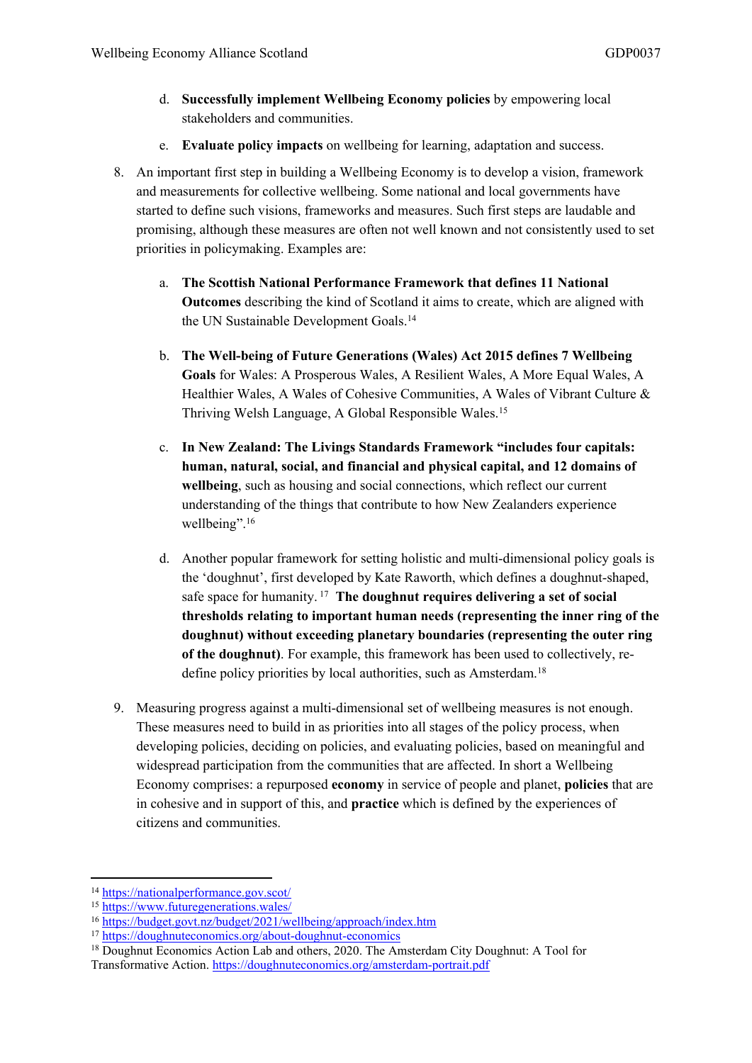d. **Successfully implement Wellbeing Economy policies** by empowering local stakeholders and communities.

e. **Evaluate policy impacts** on wellbeing for learning, adaptation and success.

8. An important first step in building a Wellbeing Economy is to develop a vision, framework and measurements for collective wellbeing. Some national and local governments have started to define such visions, frameworks and measures. Such first steps are laudable and promising, although these measures are often not well known and not consistently used to set priorities in policymaking. Examples are:

   a. **The Scottish National Performance Framework that defines 11 National Outcomes** describing the kind of Scotland it aims to create, which are aligned with the UN Sustainable Development Goals.[14]

   b. **The Well-being of Future Generations (Wales) Act 2015 defines 7 Wellbeing Goals** for Wales: A Prosperous Wales, A Resilient Wales, A More Equal Wales, A Healthier Wales, A Wales of Cohesive Communities, A Wales of Vibrant Culture & Thriving Welsh Language, A Global Responsible Wales.[15]

   c. **In New Zealand: The Livings Standards Framework "includes four capitals: human, natural, social, and financial and physical capital, and 12 domains of wellbeing**, such as housing and social connections, which reflect our current understanding of the things that contribute to how New Zealanders experience wellbeing".[16]

   d. Another popular framework for setting holistic and multi-dimensional policy goals is the 'doughnut', first developed by Kate Raworth, which defines a doughnut-shaped, safe space for humanity.[17] **The doughnut requires delivering a set of social thresholds relating to important human needs (representing the inner ring of the doughnut) without exceeding planetary boundaries (representing the outer ring of the doughnut)**. For example, this framework has been used to collectively, re-define policy priorities by local authorities, such as Amsterdam.[18]

9. Measuring progress against a multi-dimensional set of wellbeing measures is not enough. These measures need to build in as priorities into all stages of the policy process, when developing policies, deciding on policies, and evaluating policies, based on meaningful and widespread participation from the communities that are affected. In short a Wellbeing Economy comprises: a repurposed **economy** in service of people and planet, **policies** that are in cohesive and in support of this, and **practice** which is defined by the experiences of citizens and communities.

---

[14] https://nationalperformance.gov.scot/

[15] https://www.futuregenerations.wales/

[16] https://budget.govt.nz/budget/2021/wellbeing/approach/index.htm

[17] https://doughnuteconomics.org/about-doughnut-economics

[18] Doughnut Economics Action Lab and others, 2020. The Amsterdam City Doughnut: A Tool for Transformative Action. https://doughnuteconomics.org/amsterdam-portrait.pdf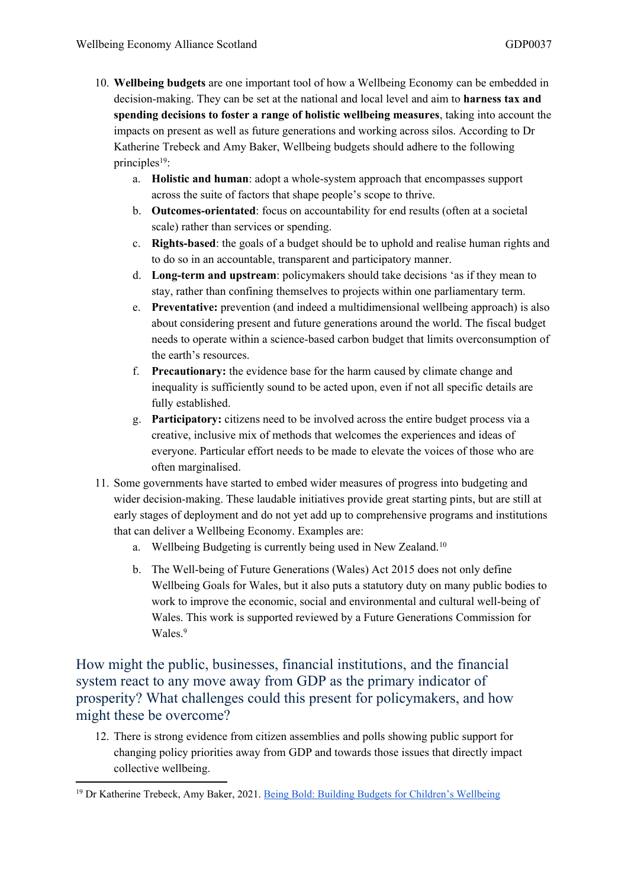10. **Wellbeing budgets** are one important tool of how a Wellbeing Economy can be embedded in decision-making. They can be set at the national and local level and aim to **harness tax and spending decisions to foster a range of holistic wellbeing measures**, taking into account the impacts on present as well as future generations and working across silos. According to Dr Katherine Trebeck and Amy Baker, Wellbeing budgets should adhere to the following principles[19]:
    a. **Holistic and human**: adopt a whole-system approach that encompasses support across the suite of factors that shape people's scope to thrive.
    b. **Outcomes-orientated**: focus on accountability for end results (often at a societal scale) rather than services or spending.
    c. **Rights-based**: the goals of a budget should be to uphold and realise human rights and to do so in an accountable, transparent and participatory manner.
    d. **Long-term and upstream**: policymakers should take decisions 'as if they mean to stay, rather than confining themselves to projects within one parliamentary term.
    e. **Preventative:** prevention (and indeed a multidimensional wellbeing approach) is also about considering present and future generations around the world. The fiscal budget needs to operate within a science-based carbon budget that limits overconsumption of the earth's resources.
    f. **Precautionary:** the evidence base for the harm caused by climate change and inequality is sufficiently sound to be acted upon, even if not all specific details are fully established.
    g. **Participatory:** citizens need to be involved across the entire budget process via a creative, inclusive mix of methods that welcomes the experiences and ideas of everyone. Particular effort needs to be made to elevate the voices of those who are often marginalised.
11. Some governments have started to embed wider measures of progress into budgeting and wider decision-making. These laudable initiatives provide great starting pints, but are still at early stages of deployment and do not yet add up to comprehensive programs and institutions that can deliver a Wellbeing Economy. Examples are:
    a. Wellbeing Budgeting is currently being used in New Zealand.[10]
    b. The Well-being of Future Generations (Wales) Act 2015 does not only define Wellbeing Goals for Wales, but it also puts a statutory duty on many public bodies to work to improve the economic, social and environmental and cultural well-being of Wales. This work is supported reviewed by a Future Generations Commission for Wales.[9]

## How might the public, businesses, financial institutions, and the financial system react to any move away from GDP as the primary indicator of prosperity? What challenges could this present for policymakers, and how might these be overcome?

12. There is strong evidence from citizen assemblies and polls showing public support for changing policy priorities away from GDP and towards those issues that directly impact collective wellbeing.

[19] Dr Katherine Trebeck, Amy Baker, 2021. Being Bold: Building Budgets for Children's Wellbeing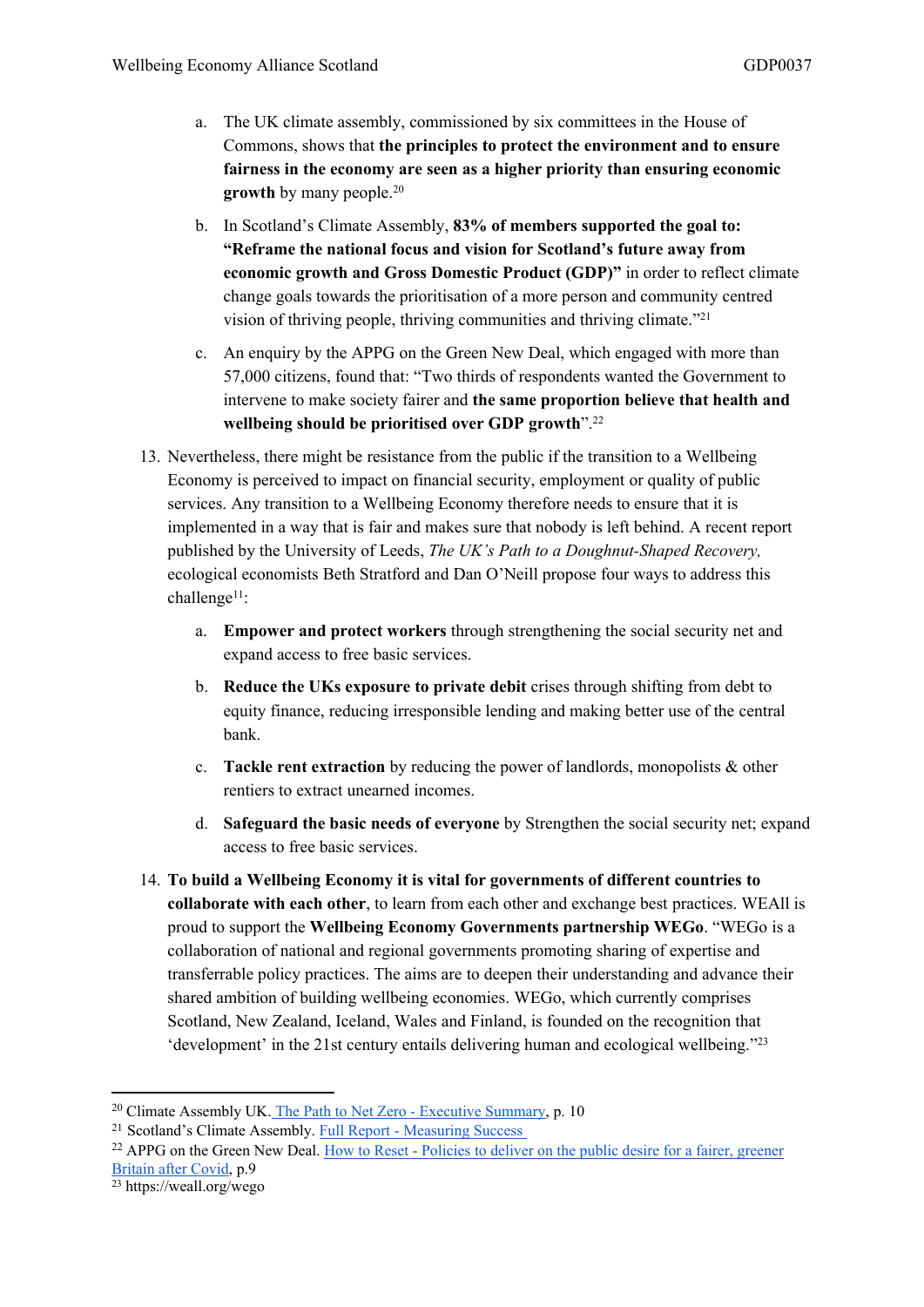a. The UK climate assembly, commissioned by six committees in the House of Commons, shows that **the principles to protect the environment and to ensure fairness in the economy are seen as a higher priority than ensuring economic growth** by many people.[20]

b. In Scotland's Climate Assembly, **83% of members supported the goal to: "Reframe the national focus and vision for Scotland's future away from economic growth and Gross Domestic Product (GDP)"** in order to reflect climate change goals towards the prioritisation of a more person and community centred vision of thriving people, thriving communities and thriving climate."[21]

c. An enquiry by the APPG on the Green New Deal, which engaged with more than 57,000 citizens, found that: "Two thirds of respondents wanted the Government to intervene to make society fairer and **the same proportion believe that health and wellbeing should be prioritised over GDP growth**".[22]

13. Nevertheless, there might be resistance from the public if the transition to a Wellbeing Economy is perceived to impact on financial security, employment or quality of public services. Any transition to a Wellbeing Economy therefore needs to ensure that it is implemented in a way that is fair and makes sure that nobody is left behind. A recent report published by the University of Leeds, *The UK's Path to a Doughnut-Shaped Recovery,* ecological economists Beth Stratford and Dan O'Neill propose four ways to address this challenge[11]:

    a. **Empower and protect workers** through strengthening the social security net and expand access to free basic services.

    b. **Reduce the UKs exposure to private debit** crises through shifting from debt to equity finance, reducing irresponsible lending and making better use of the central bank.

    c. **Tackle rent extraction** by reducing the power of landlords, monopolists & other rentiers to extract unearned incomes.

    d. **Safeguard the basic needs of everyone** by Strengthen the social security net; expand access to free basic services.

14. **To build a Wellbeing Economy it is vital for governments of different countries to collaborate with each other**, to learn from each other and exchange best practices. WEAll is proud to support the **Wellbeing Economy Governments partnership WEGo**. "WEGo is a collaboration of national and regional governments promoting sharing of expertise and transferrable policy practices. The aims are to deepen their understanding and advance their shared ambition of building wellbeing economies. WEGo, which currently comprises Scotland, New Zealand, Iceland, Wales and Finland, is founded on the recognition that 'development' in the 21st century entails delivering human and ecological wellbeing."[23]

---

[20] Climate Assembly UK. The Path to Net Zero - Executive Summary, p. 10

[21] Scotland's Climate Assembly. Full Report - Measuring Success

[22] APPG on the Green New Deal. How to Reset - Policies to deliver on the public desire for a fairer, greener Britain after Covid, p.9

[23] https://weall.org/wego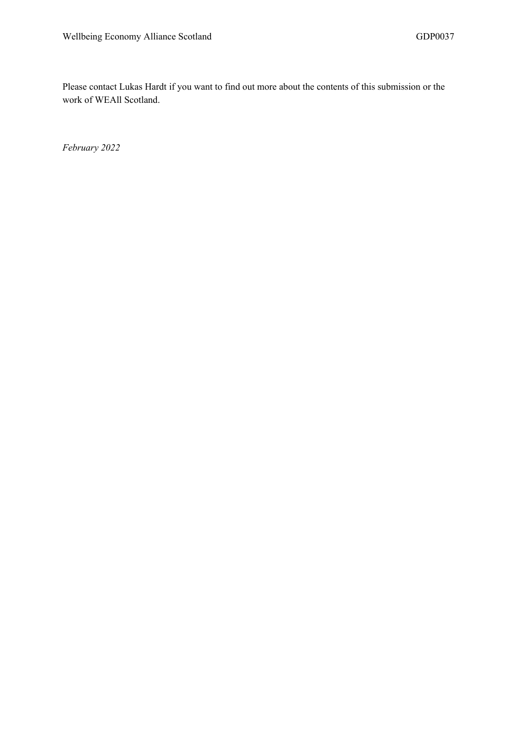Please contact Lukas Hardt if you want to find out more about the contents of this submission or the work of WEAll Scotland.

*February 2022*